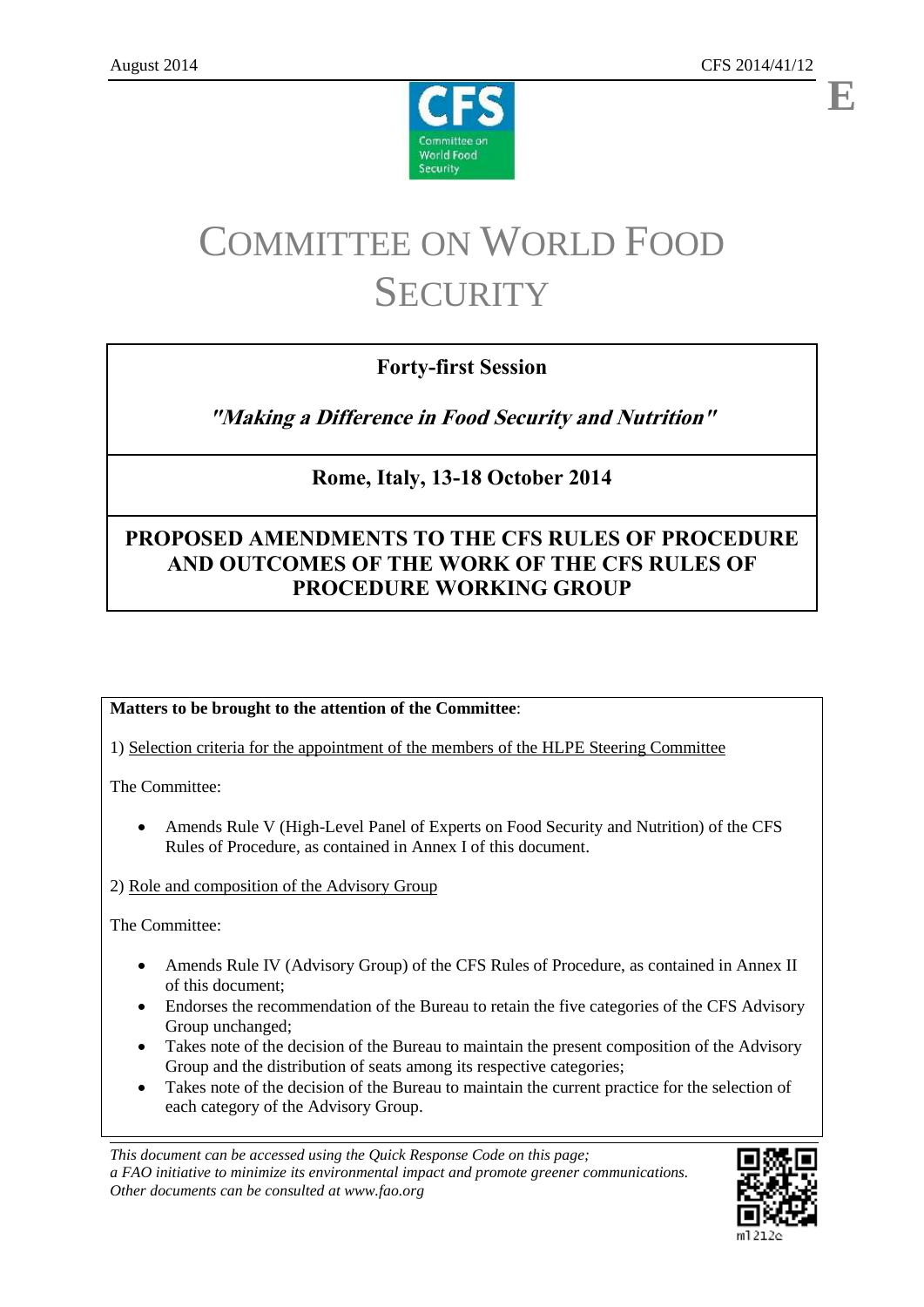August 2014 CFS 2014/41/12

E

# COMMITTEE ON WORLD FOOD SECURITY

**Forty-first Session**

***"Making a Difference in Food Security and Nutrition"***

**Rome, Italy, 13-18 October 2014**

## PROPOSED AMENDMENTS TO THE CFS RULES OF PROCEDURE AND OUTCOMES OF THE WORK OF THE CFS RULES OF PROCEDURE WORKING GROUP

**Matters to be brought to the attention of the Committee**:

1) Selection criteria for the appointment of the members of the HLPE Steering Committee

The Committee:

- Amends Rule V (High-Level Panel of Experts on Food Security and Nutrition) of the CFS Rules of Procedure, as contained in Annex I of this document.

2) Role and composition of the Advisory Group

The Committee:

- Amends Rule IV (Advisory Group) of the CFS Rules of Procedure, as contained in Annex II of this document;
- Endorses the recommendation of the Bureau to retain the five categories of the CFS Advisory Group unchanged;
- Takes note of the decision of the Bureau to maintain the present composition of the Advisory Group and the distribution of seats among its respective categories;
- Takes note of the decision of the Bureau to maintain the current practice for the selection of each category of the Advisory Group.

*This document can be accessed using the Quick Response Code on this page; a FAO initiative to minimize its environmental impact and promote greener communications. Other documents can be consulted at www.fao.org*

ml212e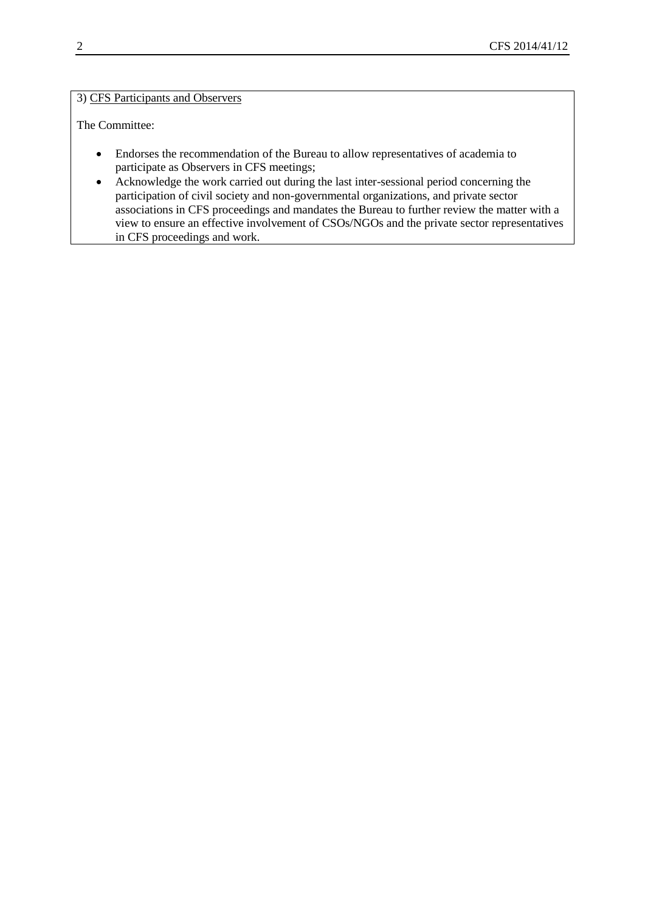3) CFS Participants and Observers

The Committee:

- Endorses the recommendation of the Bureau to allow representatives of academia to participate as Observers in CFS meetings;
- Acknowledge the work carried out during the last inter-sessional period concerning the participation of civil society and non-governmental organizations, and private sector associations in CFS proceedings and mandates the Bureau to further review the matter with a view to ensure an effective involvement of CSOs/NGOs and the private sector representatives in CFS proceedings and work.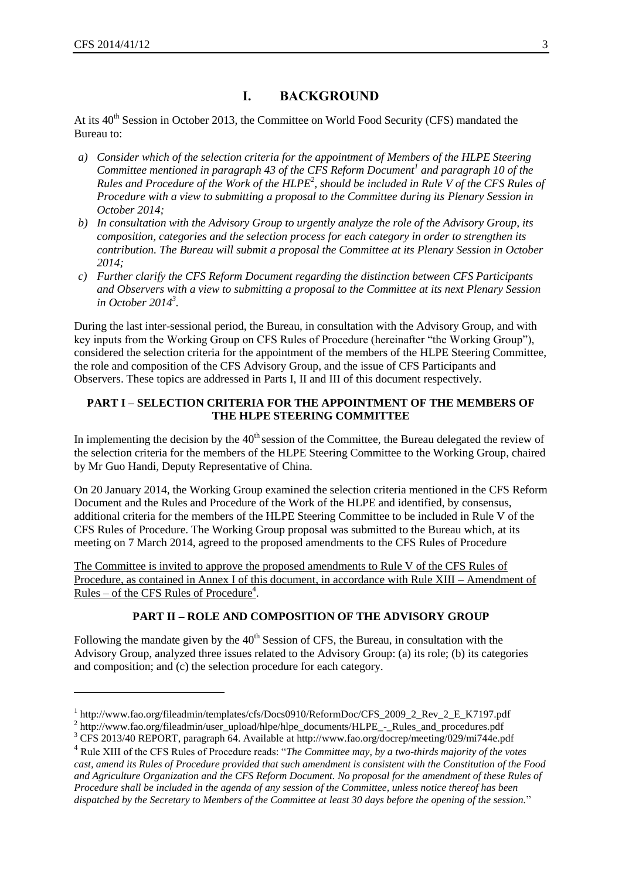# I. BACKGROUND

At its 40th Session in October 2013, the Committee on World Food Security (CFS) mandated the Bureau to:

- a) *Consider which of the selection criteria for the appointment of Members of the HLPE Steering Committee mentioned in paragraph 43 of the CFS Reform Document[1] and paragraph 10 of the Rules and Procedure of the Work of the HLPE[2], should be included in Rule V of the CFS Rules of Procedure with a view to submitting a proposal to the Committee during its Plenary Session in October 2014;*
- b) *In consultation with the Advisory Group to urgently analyze the role of the Advisory Group, its composition, categories and the selection process for each category in order to strengthen its contribution. The Bureau will submit a proposal the Committee at its Plenary Session in October 2014;*
- c) *Further clarify the CFS Reform Document regarding the distinction between CFS Participants and Observers with a view to submitting a proposal to the Committee at its next Plenary Session in October 2014[3].*

During the last inter-sessional period, the Bureau, in consultation with the Advisory Group, and with key inputs from the Working Group on CFS Rules of Procedure (hereinafter "the Working Group"), considered the selection criteria for the appointment of the members of the HLPE Steering Committee, the role and composition of the CFS Advisory Group, and the issue of CFS Participants and Observers. These topics are addressed in Parts I, II and III of this document respectively.

## PART I – SELECTION CRITERIA FOR THE APPOINTMENT OF THE MEMBERS OF THE HLPE STEERING COMMITTEE

In implementing the decision by the 40th session of the Committee, the Bureau delegated the review of the selection criteria for the members of the HLPE Steering Committee to the Working Group, chaired by Mr Guo Handi, Deputy Representative of China.

On 20 January 2014, the Working Group examined the selection criteria mentioned in the CFS Reform Document and the Rules and Procedure of the Work of the HLPE and identified, by consensus, additional criteria for the members of the HLPE Steering Committee to be included in Rule V of the CFS Rules of Procedure. The Working Group proposal was submitted to the Bureau which, at its meeting on 7 March 2014, agreed to the proposed amendments to the CFS Rules of Procedure

<u>The Committee is invited to approve the proposed amendments to Rule V of the CFS Rules of Procedure, as contained in Annex I of this document, in accordance with Rule XIII – Amendment of Rules – of the CFS Rules of Procedure</u>[4].

## PART II – ROLE AND COMPOSITION OF THE ADVISORY GROUP

Following the mandate given by the 40th Session of CFS, the Bureau, in consultation with the Advisory Group, analyzed three issues related to the Advisory Group: (a) its role; (b) its categories and composition; and (c) the selection procedure for each category.

---

[1] http://www.fao.org/fileadmin/templates/cfs/Docs0910/ReformDoc/CFS_2009_2_Rev_2_E_K7197.pdf

[2] http://www.fao.org/fileadmin/user_upload/hlpe/hlpe_documents/HLPE_-_Rules_and_procedures.pdf

[3] CFS 2013/40 REPORT, paragraph 64. Available at http://www.fao.org/docrep/meeting/029/mi744e.pdf

[4] Rule XIII of the CFS Rules of Procedure reads: "*The Committee may, by a two-thirds majority of the votes cast, amend its Rules of Procedure provided that such amendment is consistent with the Constitution of the Food and Agriculture Organization and the CFS Reform Document. No proposal for the amendment of these Rules of Procedure shall be included in the agenda of any session of the Committee, unless notice thereof has been dispatched by the Secretary to Members of the Committee at least 30 days before the opening of the session.*"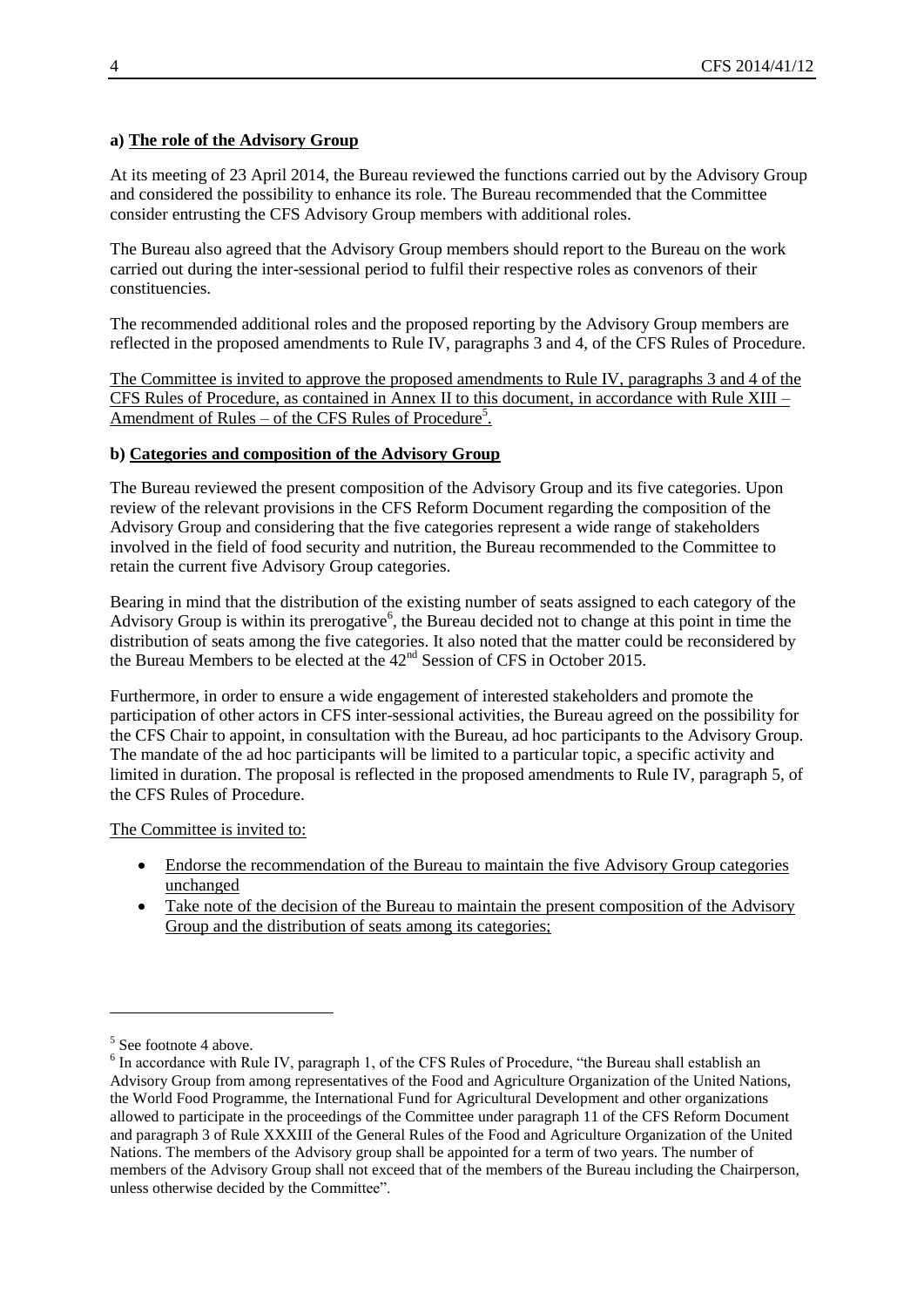**a) <u>The role of the Advisory Group</u>**

At its meeting of 23 April 2014, the Bureau reviewed the functions carried out by the Advisory Group and considered the possibility to enhance its role. The Bureau recommended that the Committee consider entrusting the CFS Advisory Group members with additional roles.

The Bureau also agreed that the Advisory Group members should report to the Bureau on the work carried out during the inter-sessional period to fulfil their respective roles as convenors of their constituencies.

The recommended additional roles and the proposed reporting by the Advisory Group members are reflected in the proposed amendments to Rule IV, paragraphs 3 and 4, of the CFS Rules of Procedure.

<u>The Committee is invited to approve the proposed amendments to Rule IV, paragraphs 3 and 4 of the CFS Rules of Procedure, as contained in Annex II to this document, in accordance with Rule XIII – Amendment of Rules – of the CFS Rules of Procedure[5].</u>

**b) <u>Categories and composition of the Advisory Group</u>**

The Bureau reviewed the present composition of the Advisory Group and its five categories. Upon review of the relevant provisions in the CFS Reform Document regarding the composition of the Advisory Group and considering that the five categories represent a wide range of stakeholders involved in the field of food security and nutrition, the Bureau recommended to the Committee to retain the current five Advisory Group categories.

Bearing in mind that the distribution of the existing number of seats assigned to each category of the Advisory Group is within its prerogative[6], the Bureau decided not to change at this point in time the distribution of seats among the five categories. It also noted that the matter could be reconsidered by the Bureau Members to be elected at the 42nd Session of CFS in October 2015.

Furthermore, in order to ensure a wide engagement of interested stakeholders and promote the participation of other actors in CFS inter-sessional activities, the Bureau agreed on the possibility for the CFS Chair to appoint, in consultation with the Bureau, ad hoc participants to the Advisory Group. The mandate of the ad hoc participants will be limited to a particular topic, a specific activity and limited in duration. The proposal is reflected in the proposed amendments to Rule IV, paragraph 5, of the CFS Rules of Procedure.

<u>The Committee is invited to:</u>

- <u>Endorse the recommendation of the Bureau to maintain the five Advisory Group categories unchanged</u>
- <u>Take note of the decision of the Bureau to maintain the present composition of the Advisory Group and the distribution of seats among its categories;</u>

---

[5] See footnote 4 above.

[6] In accordance with Rule IV, paragraph 1, of the CFS Rules of Procedure, "the Bureau shall establish an Advisory Group from among representatives of the Food and Agriculture Organization of the United Nations, the World Food Programme, the International Fund for Agricultural Development and other organizations allowed to participate in the proceedings of the Committee under paragraph 11 of the CFS Reform Document and paragraph 3 of Rule XXXIII of the General Rules of the Food and Agriculture Organization of the United Nations. The members of the Advisory group shall be appointed for a term of two years. The number of members of the Advisory Group shall not exceed that of the members of the Bureau including the Chairperson, unless otherwise decided by the Committee".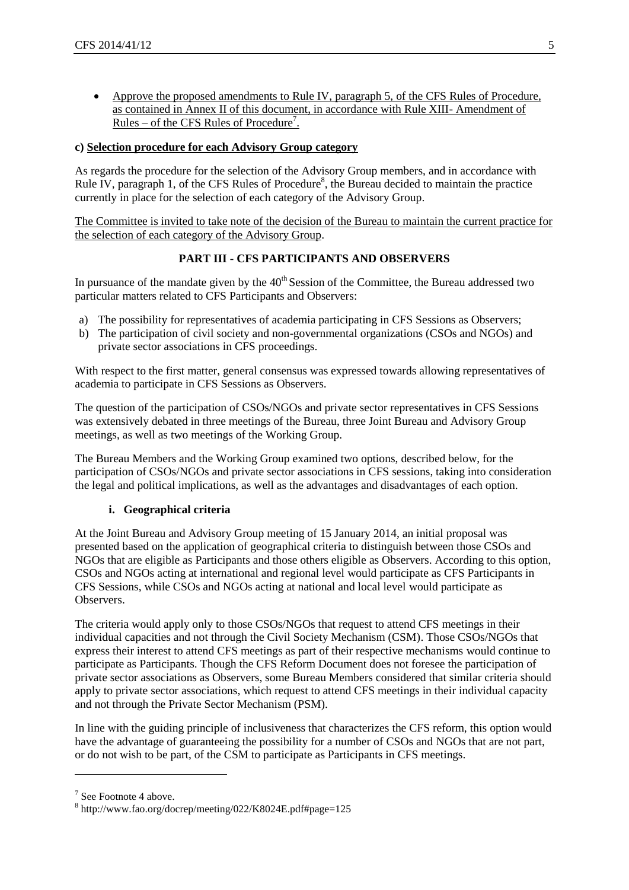- Approve the proposed amendments to Rule IV, paragraph 5, of the CFS Rules of Procedure, as contained in Annex II of this document, in accordance with Rule XIII- Amendment of Rules – of the CFS Rules of Procedure[7].

**c) Selection procedure for each Advisory Group category**

As regards the procedure for the selection of the Advisory Group members, and in accordance with Rule IV, paragraph 1, of the CFS Rules of Procedure[8], the Bureau decided to maintain the practice currently in place for the selection of each category of the Advisory Group.

The Committee is invited to take note of the decision of the Bureau to maintain the current practice for the selection of each category of the Advisory Group.

## PART III - CFS PARTICIPANTS AND OBSERVERS

In pursuance of the mandate given by the 40th Session of the Committee, the Bureau addressed two particular matters related to CFS Participants and Observers:

a) The possibility for representatives of academia participating in CFS Sessions as Observers;
b) The participation of civil society and non-governmental organizations (CSOs and NGOs) and private sector associations in CFS proceedings.

With respect to the first matter, general consensus was expressed towards allowing representatives of academia to participate in CFS Sessions as Observers.

The question of the participation of CSOs/NGOs and private sector representatives in CFS Sessions was extensively debated in three meetings of the Bureau, three Joint Bureau and Advisory Group meetings, as well as two meetings of the Working Group.

The Bureau Members and the Working Group examined two options, described below, for the participation of CSOs/NGOs and private sector associations in CFS sessions, taking into consideration the legal and political implications, as well as the advantages and disadvantages of each option.

### i. Geographical criteria

At the Joint Bureau and Advisory Group meeting of 15 January 2014, an initial proposal was presented based on the application of geographical criteria to distinguish between those CSOs and NGOs that are eligible as Participants and those others eligible as Observers. According to this option, CSOs and NGOs acting at international and regional level would participate as CFS Participants in CFS Sessions, while CSOs and NGOs acting at national and local level would participate as Observers.

The criteria would apply only to those CSOs/NGOs that request to attend CFS meetings in their individual capacities and not through the Civil Society Mechanism (CSM). Those CSOs/NGOs that express their interest to attend CFS meetings as part of their respective mechanisms would continue to participate as Participants. Though the CFS Reform Document does not foresee the participation of private sector associations as Observers, some Bureau Members considered that similar criteria should apply to private sector associations, which request to attend CFS meetings in their individual capacity and not through the Private Sector Mechanism (PSM).

In line with the guiding principle of inclusiveness that characterizes the CFS reform, this option would have the advantage of guaranteeing the possibility for a number of CSOs and NGOs that are not part, or do not wish to be part, of the CSM to participate as Participants in CFS meetings.

---

[7] See Footnote 4 above.

[8] http://www.fao.org/docrep/meeting/022/K8024E.pdf#page=125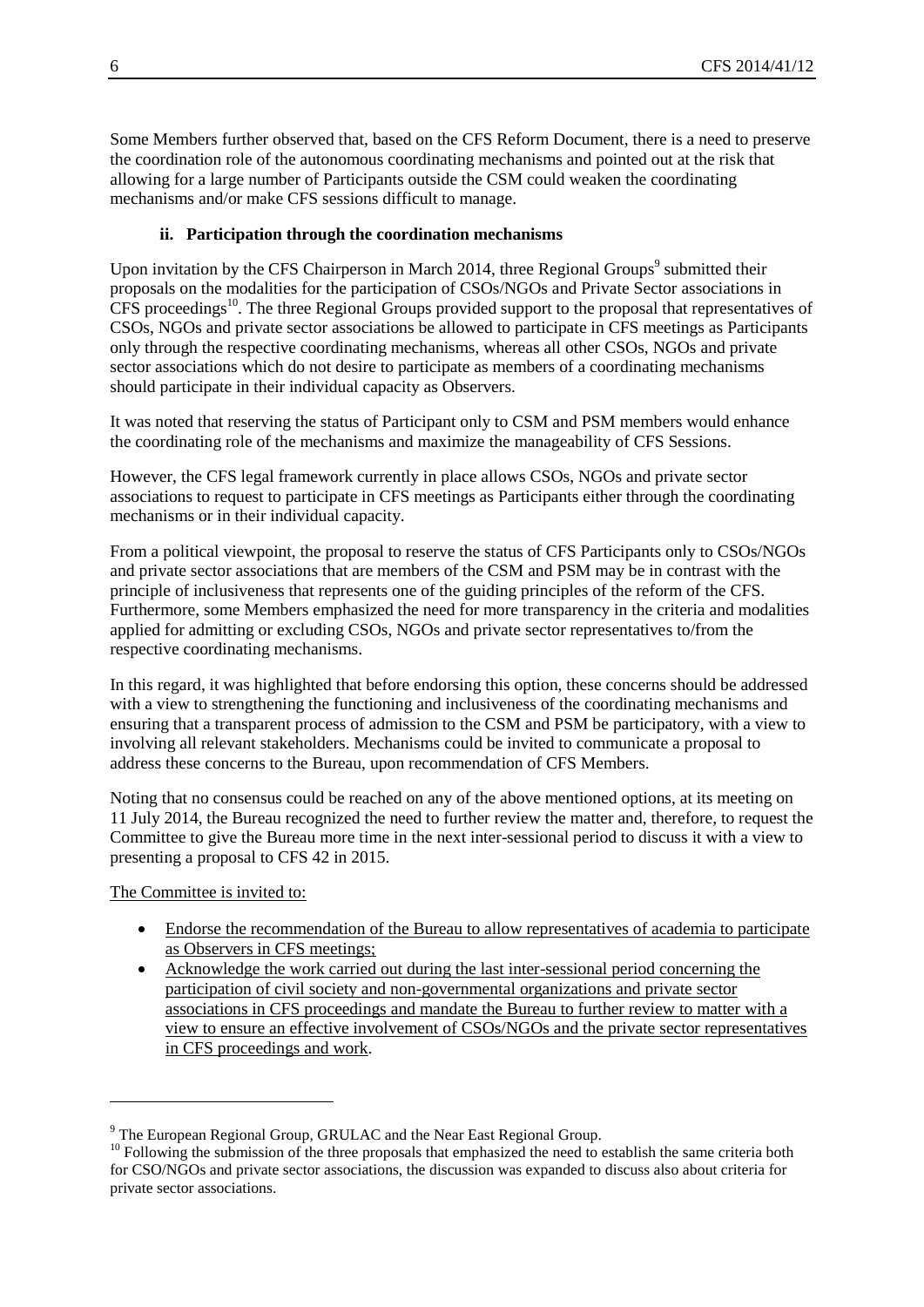Some Members further observed that, based on the CFS Reform Document, there is a need to preserve the coordination role of the autonomous coordinating mechanisms and pointed out at the risk that allowing for a large number of Participants outside the CSM could weaken the coordinating mechanisms and/or make CFS sessions difficult to manage.

### ii. Participation through the coordination mechanisms

Upon invitation by the CFS Chairperson in March 2014, three Regional Groups[9] submitted their proposals on the modalities for the participation of CSOs/NGOs and Private Sector associations in CFS proceedings[10]. The three Regional Groups provided support to the proposal that representatives of CSOs, NGOs and private sector associations be allowed to participate in CFS meetings as Participants only through the respective coordinating mechanisms, whereas all other CSOs, NGOs and private sector associations which do not desire to participate as members of a coordinating mechanisms should participate in their individual capacity as Observers.

It was noted that reserving the status of Participant only to CSM and PSM members would enhance the coordinating role of the mechanisms and maximize the manageability of CFS Sessions.

However, the CFS legal framework currently in place allows CSOs, NGOs and private sector associations to request to participate in CFS meetings as Participants either through the coordinating mechanisms or in their individual capacity.

From a political viewpoint, the proposal to reserve the status of CFS Participants only to CSOs/NGOs and private sector associations that are members of the CSM and PSM may be in contrast with the principle of inclusiveness that represents one of the guiding principles of the reform of the CFS. Furthermore, some Members emphasized the need for more transparency in the criteria and modalities applied for admitting or excluding CSOs, NGOs and private sector representatives to/from the respective coordinating mechanisms.

In this regard, it was highlighted that before endorsing this option, these concerns should be addressed with a view to strengthening the functioning and inclusiveness of the coordinating mechanisms and ensuring that a transparent process of admission to the CSM and PSM be participatory, with a view to involving all relevant stakeholders. Mechanisms could be invited to communicate a proposal to address these concerns to the Bureau, upon recommendation of CFS Members.

Noting that no consensus could be reached on any of the above mentioned options, at its meeting on 11 July 2014, the Bureau recognized the need to further review the matter and, therefore, to request the Committee to give the Bureau more time in the next inter-sessional period to discuss it with a view to presenting a proposal to CFS 42 in 2015.

The Committee is invited to:

- Endorse the recommendation of the Bureau to allow representatives of academia to participate as Observers in CFS meetings;
- Acknowledge the work carried out during the last inter-sessional period concerning the participation of civil society and non-governmental organizations and private sector associations in CFS proceedings and mandate the Bureau to further review to matter with a view to ensure an effective involvement of CSOs/NGOs and the private sector representatives in CFS proceedings and work.

---

[9] The European Regional Group, GRULAC and the Near East Regional Group.

[10] Following the submission of the three proposals that emphasized the need to establish the same criteria both for CSO/NGOs and private sector associations, the discussion was expanded to discuss also about criteria for private sector associations.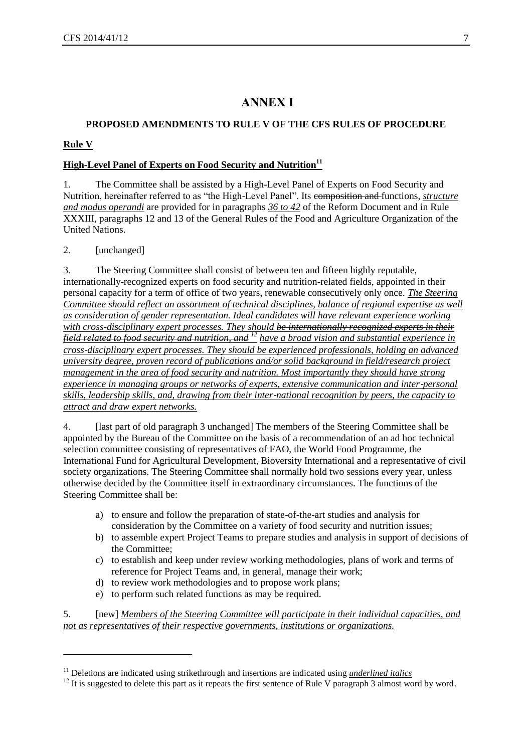# ANNEX I

## PROPOSED AMENDMENTS TO RULE V OF THE CFS RULES OF PROCEDURE

**Rule V**

**High-Level Panel of Experts on Food Security and Nutrition**[11]

1. The Committee shall be assisted by a High-Level Panel of Experts on Food Security and Nutrition, hereinafter referred to as "the High-Level Panel". Its ~~composition and~~ functions, *structure and modus operandi* are provided for in paragraphs *36 to 42* of the Reform Document and in Rule XXXIII, paragraphs 12 and 13 of the General Rules of the Food and Agriculture Organization of the United Nations.

2. [unchanged]

3. The Steering Committee shall consist of between ten and fifteen highly reputable, internationally-recognized experts on food security and nutrition-related fields, appointed in their personal capacity for a term of office of two years, renewable consecutively only once. *The Steering Committee should reflect an assortment of technical disciplines, balance of regional expertise as well as consideration of gender representation. Ideal candidates will have relevant experience working with cross-disciplinary expert processes. They should* ~~be internationally recognized experts in their field related to food security and nutrition, and~~ [12] *have a broad vision and substantial experience in cross-disciplinary expert processes. They should be experienced professionals, holding an advanced university degree, proven record of publications and/or solid background in field/research project management in the area of food security and nutrition. Most importantly they should have strong experience in managing groups or networks of experts, extensive communication and inter-personal skills, leadership skills, and, drawing from their inter-national recognition by peers, the capacity to attract and draw expert networks.*

4. [last part of old paragraph 3 unchanged] The members of the Steering Committee shall be appointed by the Bureau of the Committee on the basis of a recommendation of an ad hoc technical selection committee consisting of representatives of FAO, the World Food Programme, the International Fund for Agricultural Development, Bioversity International and a representative of civil society organizations. The Steering Committee shall normally hold two sessions every year, unless otherwise decided by the Committee itself in extraordinary circumstances. The functions of the Steering Committee shall be:

   a) to ensure and follow the preparation of state-of-the-art studies and analysis for consideration by the Committee on a variety of food security and nutrition issues;
   b) to assemble expert Project Teams to prepare studies and analysis in support of decisions of the Committee;
   c) to establish and keep under review working methodologies, plans of work and terms of reference for Project Teams and, in general, manage their work;
   d) to review work methodologies and to propose work plans;
   e) to perform such related functions as may be required.

5. [new] *Members of the Steering Committee will participate in their individual capacities, and not as representatives of their respective governments, institutions or organizations.*

---

[11] Deletions are indicated using ~~strikethrough~~ and insertions are indicated using *underlined italics*

[12] It is suggested to delete this part as it repeats the first sentence of Rule V paragraph 3 almost word by word.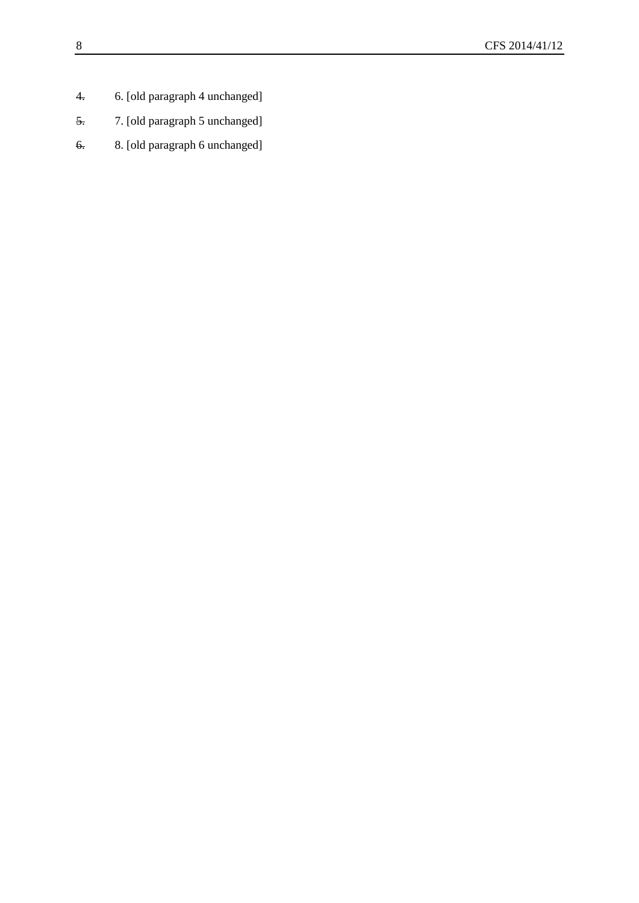~~4.~~ 6. [old paragraph 4 unchanged]

~~5.~~ 7. [old paragraph 5 unchanged]

~~6.~~ 8. [old paragraph 6 unchanged]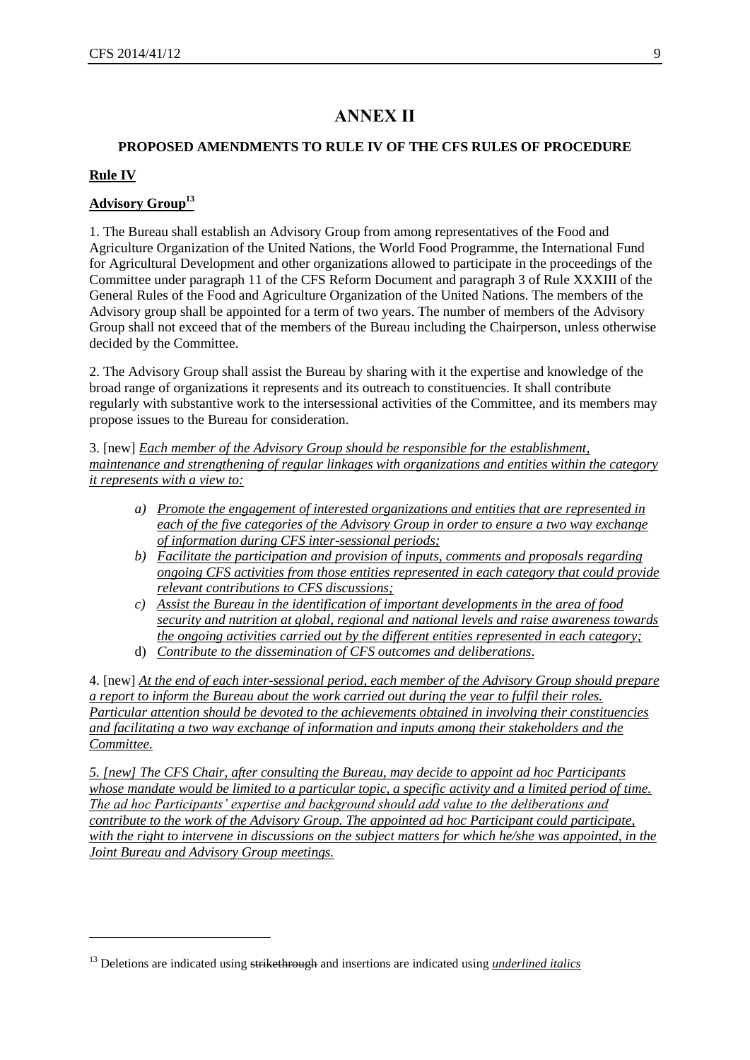# ANNEX II

## PROPOSED AMENDMENTS TO RULE IV OF THE CFS RULES OF PROCEDURE

**Rule IV**

**Advisory Group**[13]

1. The Bureau shall establish an Advisory Group from among representatives of the Food and Agriculture Organization of the United Nations, the World Food Programme, the International Fund for Agricultural Development and other organizations allowed to participate in the proceedings of the Committee under paragraph 11 of the CFS Reform Document and paragraph 3 of Rule XXXIII of the General Rules of the Food and Agriculture Organization of the United Nations. The members of the Advisory group shall be appointed for a term of two years. The number of members of the Advisory Group shall not exceed that of the members of the Bureau including the Chairperson, unless otherwise decided by the Committee.

2. The Advisory Group shall assist the Bureau by sharing with it the expertise and knowledge of the broad range of organizations it represents and its outreach to constituencies. It shall contribute regularly with substantive work to the intersessional activities of the Committee, and its members may propose issues to the Bureau for consideration.

3. [new] *Each member of the Advisory Group should be responsible for the establishment, maintenance and strengthening of regular linkages with organizations and entities within the category it represents with a view to:*

- a) *Promote the engagement of interested organizations and entities that are represented in each of the five categories of the Advisory Group in order to ensure a two way exchange of information during CFS inter-sessional periods;*
- b) *Facilitate the participation and provision of inputs, comments and proposals regarding ongoing CFS activities from those entities represented in each category that could provide relevant contributions to CFS discussions;*
- c) *Assist the Bureau in the identification of important developments in the area of food security and nutrition at global, regional and national levels and raise awareness towards the ongoing activities carried out by the different entities represented in each category;*
- d) *Contribute to the dissemination of CFS outcomes and deliberations*.

4. [new] *At the end of each inter-sessional period, each member of the Advisory Group should prepare a report to inform the Bureau about the work carried out during the year to fulfil their roles. Particular attention should be devoted to the achievements obtained in involving their constituencies and facilitating a two way exchange of information and inputs among their stakeholders and the Committee.*

*5. [new] The CFS Chair, after consulting the Bureau, may decide to appoint ad hoc Participants whose mandate would be limited to a particular topic, a specific activity and a limited period of time. The ad hoc Participants' expertise and background should add value to the deliberations and contribute to the work of the Advisory Group. The appointed ad hoc Participant could participate, with the right to intervene in discussions on the subject matters for which he/she was appointed, in the Joint Bureau and Advisory Group meetings.*

---

[13] Deletions are indicated using ~~strikethrough~~ and insertions are indicated using *underlined italics*